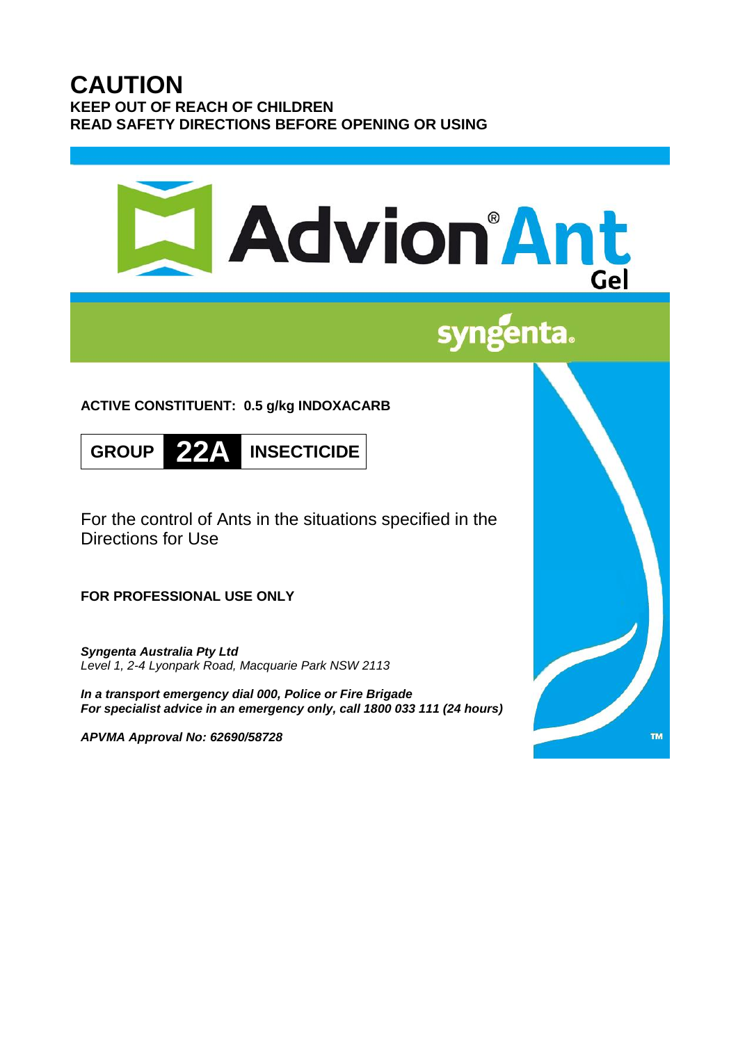# CAUTION

**KEEP OUT OF REACH OF CHILDREN**
**READ SAFETY DIRECTIONS BEFORE OPENING OR USING**

# Advion® Ant Gel

syngenta®

**ACTIVE CONSTITUENT: 0.5 g/kg INDOXACARB**

| GROUP | 22A | INSECTICIDE |
|---|---|---|

For the control of Ants in the situations specified in the Directions for Use

**FOR PROFESSIONAL USE ONLY**

***Syngenta Australia Pty Ltd***
*Level 1, 2-4 Lyonpark Road, Macquarie Park NSW 2113*

***In a transport emergency dial 000, Police or Fire Brigade***
***For specialist advice in an emergency only, call 1800 033 111 (24 hours)***

***APVMA Approval No: 62690/58728***

TM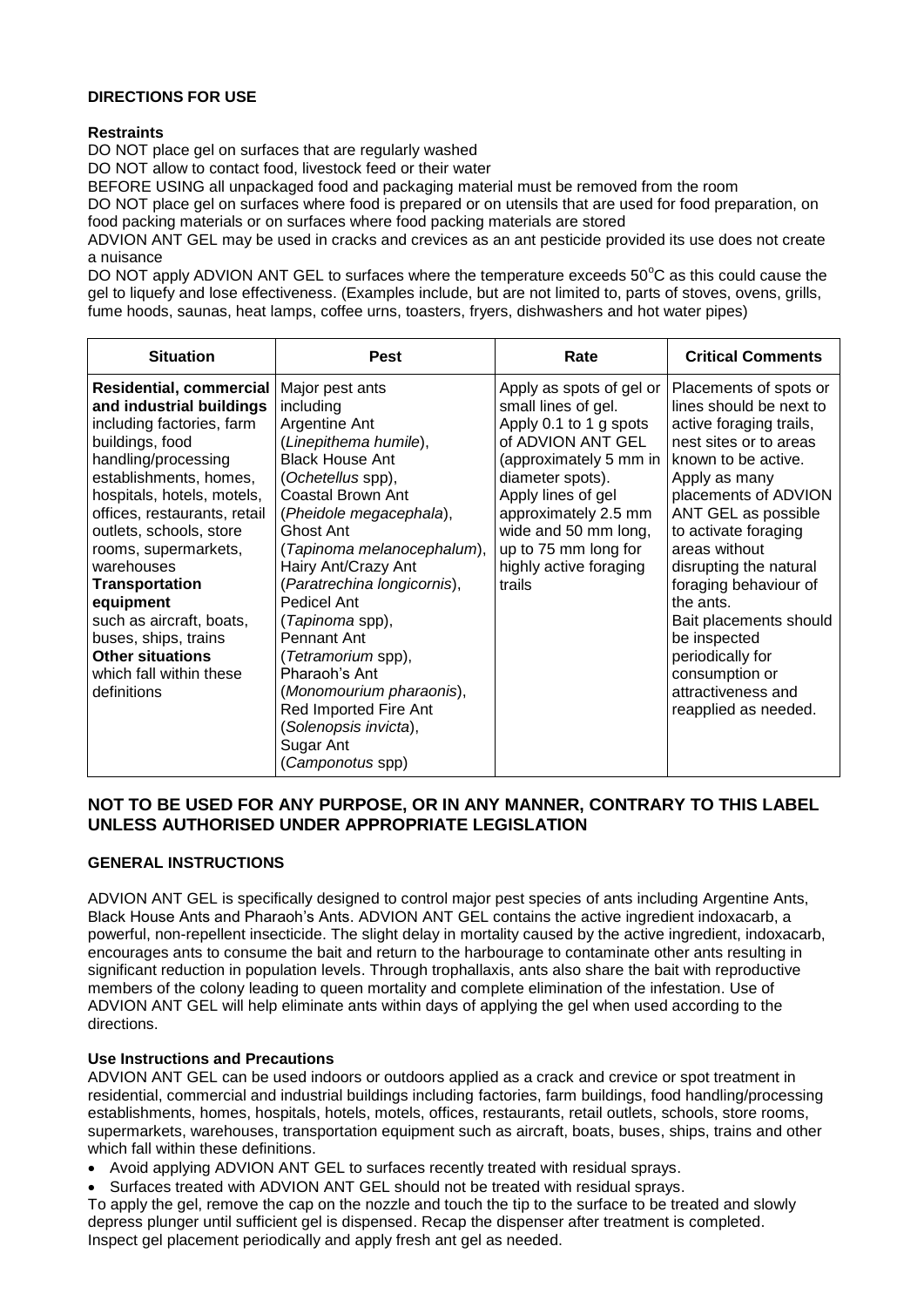**DIRECTIONS FOR USE**

**Restraints**

DO NOT place gel on surfaces that are regularly washed

DO NOT allow to contact food, livestock feed or their water

BEFORE USING all unpackaged food and packaging material must be removed from the room

DO NOT place gel on surfaces where food is prepared or on utensils that are used for food preparation, on food packing materials or on surfaces where food packing materials are stored

ADVION ANT GEL may be used in cracks and crevices as an ant pesticide provided its use does not create a nuisance

DO NOT apply ADVION ANT GEL to surfaces where the temperature exceeds 50°C as this could cause the gel to liquefy and lose effectiveness. (Examples include, but are not limited to, parts of stoves, ovens, grills, fume hoods, saunas, heat lamps, coffee urns, toasters, fryers, dishwashers and hot water pipes)

| Situation | Pest | Rate | Critical Comments |
|---|---|---|---|
| **Residential, commercial and industrial buildings** including factories, farm buildings, food handling/processing establishments, homes, hospitals, hotels, motels, offices, restaurants, retail outlets, schools, store rooms, supermarkets, warehouses<br>**Transportation equipment** such as aircraft, boats, buses, ships, trains<br>**Other situations** which fall within these definitions | Major pest ants including Argentine Ant (*Linepithema humile*), Black House Ant (*Ochetellus* spp), Coastal Brown Ant (*Pheidole megacephala*), Ghost Ant (*Tapinoma melanocephalum*), Hairy Ant/Crazy Ant (*Paratrechina longicornis*), Pedicel Ant (*Tapinoma* spp), Pennant Ant (*Tetramorium* spp), Pharaoh's Ant (*Monomourium pharaonis*), Red Imported Fire Ant (*Solenopsis invicta*), Sugar Ant (*Camponotus* spp) | Apply as spots of gel or small lines of gel. Apply 0.1 to 1 g spots of ADVION ANT GEL (approximately 5 mm in diameter spots). Apply lines of gel approximately 2.5 mm wide and 50 mm long, up to 75 mm long for highly active foraging trails | Placements of spots or lines should be next to active foraging trails, nest sites or to areas known to be active. Apply as many placements of ADVION ANT GEL as possible to activate foraging areas without disrupting the natural foraging behaviour of the ants. Bait placements should be inspected periodically for consumption or attractiveness and reapplied as needed. |

## NOT TO BE USED FOR ANY PURPOSE, OR IN ANY MANNER, CONTRARY TO THIS LABEL UNLESS AUTHORISED UNDER APPROPRIATE LEGISLATION

**GENERAL INSTRUCTIONS**

ADVION ANT GEL is specifically designed to control major pest species of ants including Argentine Ants, Black House Ants and Pharaoh's Ants. ADVION ANT GEL contains the active ingredient indoxacarb, a powerful, non-repellent insecticide. The slight delay in mortality caused by the active ingredient, indoxacarb, encourages ants to consume the bait and return to the harbourage to contaminate other ants resulting in significant reduction in population levels. Through trophallaxis, ants also share the bait with reproductive members of the colony leading to queen mortality and complete elimination of the infestation. Use of ADVION ANT GEL will help eliminate ants within days of applying the gel when used according to the directions.

**Use Instructions and Precautions**

ADVION ANT GEL can be used indoors or outdoors applied as a crack and crevice or spot treatment in residential, commercial and industrial buildings including factories, farm buildings, food handling/processing establishments, homes, hospitals, hotels, motels, offices, restaurants, retail outlets, schools, store rooms, supermarkets, warehouses, transportation equipment such as aircraft, boats, buses, ships, trains and other which fall within these definitions.

- Avoid applying ADVION ANT GEL to surfaces recently treated with residual sprays.
- Surfaces treated with ADVION ANT GEL should not be treated with residual sprays.

To apply the gel, remove the cap on the nozzle and touch the tip to the surface to be treated and slowly depress plunger until sufficient gel is dispensed. Recap the dispenser after treatment is completed. Inspect gel placement periodically and apply fresh ant gel as needed.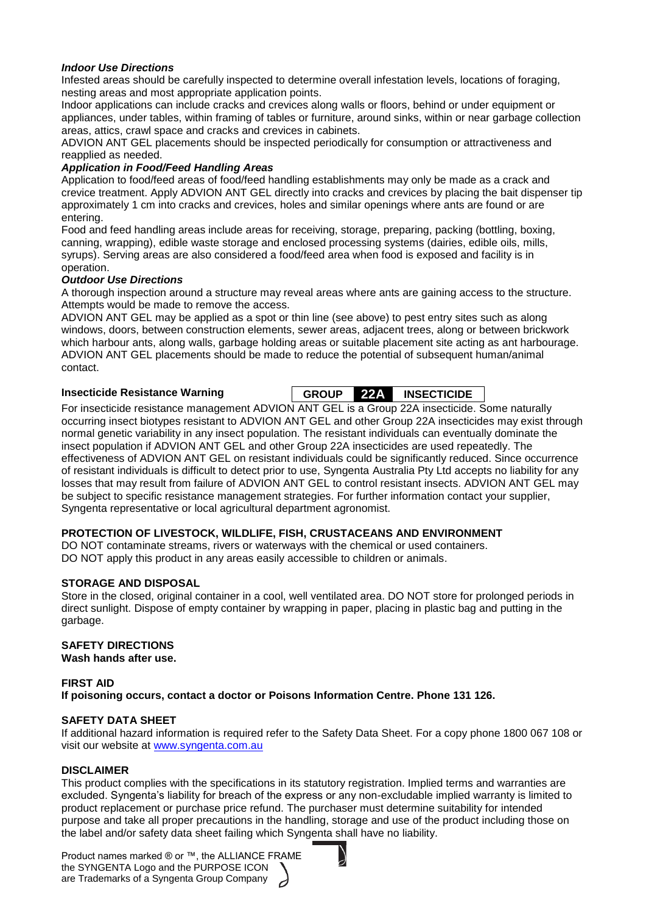***Indoor Use Directions***

Infested areas should be carefully inspected to determine overall infestation levels, locations of foraging, nesting areas and most appropriate application points.

Indoor applications can include cracks and crevices along walls or floors, behind or under equipment or appliances, under tables, within framing of tables or furniture, around sinks, within or near garbage collection areas, attics, crawl space and cracks and crevices in cabinets.

ADVION ANT GEL placements should be inspected periodically for consumption or attractiveness and reapplied as needed.

***Application in Food/Feed Handling Areas***

Application to food/feed areas of food/feed handling establishments may only be made as a crack and crevice treatment. Apply ADVION ANT GEL directly into cracks and crevices by placing the bait dispenser tip approximately 1 cm into cracks and crevices, holes and similar openings where ants are found or are entering.

Food and feed handling areas include areas for receiving, storage, preparing, packing (bottling, boxing, canning, wrapping), edible waste storage and enclosed processing systems (dairies, edible oils, mills, syrups). Serving areas are also considered a food/feed area when food is exposed and facility is in operation.

***Outdoor Use Directions***

A thorough inspection around a structure may reveal areas where ants are gaining access to the structure. Attempts would be made to remove the access.

ADVION ANT GEL may be applied as a spot or thin line (see above) to pest entry sites such as along windows, doors, between construction elements, sewer areas, adjacent trees, along or between brickwork which harbour ants, along walls, garbage holding areas or suitable placement site acting as ant harbourage. ADVION ANT GEL placements should be made to reduce the potential of subsequent human/animal contact.

**Insecticide Resistance Warning**

| GROUP | 22A | INSECTICIDE |
|---|---|---|

For insecticide resistance management ADVION ANT GEL is a Group 22A insecticide. Some naturally occurring insect biotypes resistant to ADVION ANT GEL and other Group 22A insecticides may exist through normal genetic variability in any insect population. The resistant individuals can eventually dominate the insect population if ADVION ANT GEL and other Group 22A insecticides are used repeatedly. The effectiveness of ADVION ANT GEL on resistant individuals could be significantly reduced. Since occurrence of resistant individuals is difficult to detect prior to use, Syngenta Australia Pty Ltd accepts no liability for any losses that may result from failure of ADVION ANT GEL to control resistant insects. ADVION ANT GEL may be subject to specific resistance management strategies. For further information contact your supplier, Syngenta representative or local agricultural department agronomist.

**PROTECTION OF LIVESTOCK, WILDLIFE, FISH, CRUSTACEANS AND ENVIRONMENT**

DO NOT contaminate streams, rivers or waterways with the chemical or used containers.
DO NOT apply this product in any areas easily accessible to children or animals.

**STORAGE AND DISPOSAL**

Store in the closed, original container in a cool, well ventilated area. DO NOT store for prolonged periods in direct sunlight. Dispose of empty container by wrapping in paper, placing in plastic bag and putting in the garbage.

**SAFETY DIRECTIONS**

**Wash hands after use.**

**FIRST AID**

**If poisoning occurs, contact a doctor or Poisons Information Centre. Phone 131 126.**

**SAFETY DATA SHEET**

If additional hazard information is required refer to the Safety Data Sheet. For a copy phone 1800 067 108 or visit our website at www.syngenta.com.au

**DISCLAIMER**

This product complies with the specifications in its statutory registration. Implied terms and warranties are excluded. Syngenta's liability for breach of the express or any non-excludable implied warranty is limited to product replacement or purchase price refund. The purchaser must determine suitability for intended purpose and take all proper precautions in the handling, storage and use of the product including those on the label and/or safety data sheet failing which Syngenta shall have no liability.

Product names marked ® or ™, the ALLIANCE FRAME the SYNGENTA Logo and the PURPOSE ICON are Trademarks of a Syngenta Group Company